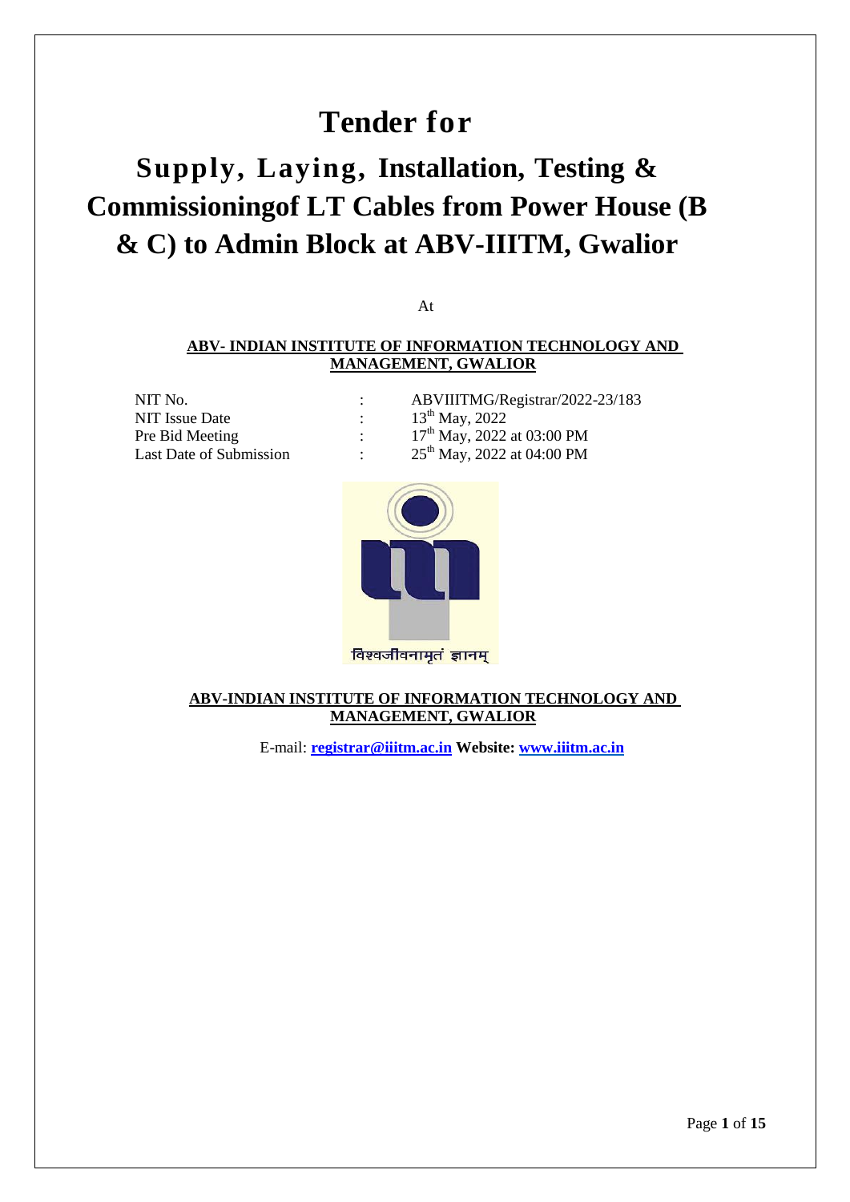# Tender for

# Supply, Laying, Installation, Testing & Commissioningof LT Cables from Power House (B & C) to Admin Block at ABV-IIITM, Gwalior

At

**ABV- INDIAN INSTITUTE OF INFORMATION TECHNOLOGY AND MANAGEMENT, GWALIOR**

| | | |
|---|---|---|
| NIT No. | : | ABVIIITMG/Registrar/2022-23/183 |
| NIT Issue Date | : | 13th May, 2022 |
| Pre Bid Meeting | : | 17th May, 2022 at 03:00 PM |
| Last Date of Submission | : | 25th May, 2022 at 04:00 PM |

विश्वजीवनामृतं ज्ञानम्

**ABV-INDIAN INSTITUTE OF INFORMATION TECHNOLOGY AND MANAGEMENT, GWALIOR**

E-mail: **registrar@iiitm.ac.in** **Website:** **www.iiitm.ac.in**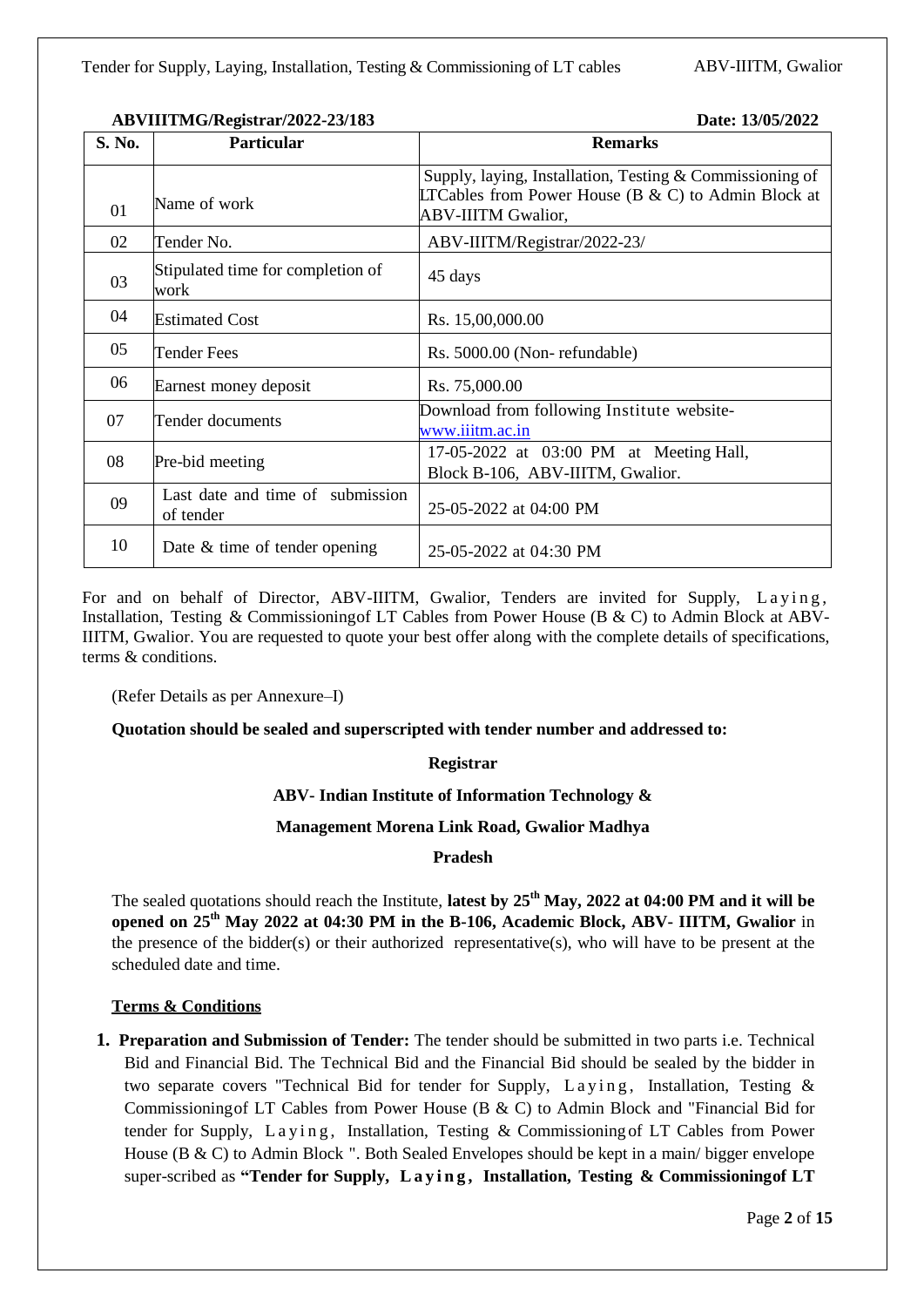**ABVIIITMG/Registrar/2022-23/183** **Date: 13/05/2022**

| S. No. | Particular | Remarks |
|---|---|---|
| 01 | Name of work | Supply, laying, Installation, Testing & Commissioning of LTCables from Power House (B & C) to Admin Block at ABV-IIITM Gwalior, |
| 02 | Tender No. | ABV-IIITM/Registrar/2022-23/ |
| 03 | Stipulated time for completion of work | 45 days |
| 04 | Estimated Cost | Rs. 15,00,000.00 |
| 05 | Tender Fees | Rs. 5000.00 (Non- refundable) |
| 06 | Earnest money deposit | Rs. 75,000.00 |
| 07 | Tender documents | Download from following Institute website- www.iiitm.ac.in |
| 08 | Pre-bid meeting | 17-05-2022 at 03:00 PM at Meeting Hall, Block B-106, ABV-IIITM, Gwalior. |
| 09 | Last date and time of submission of tender | 25-05-2022 at 04:00 PM |
| 10 | Date & time of tender opening | 25-05-2022 at 04:30 PM |

For and on behalf of Director, ABV-IIITM, Gwalior, Tenders are invited for Supply, Laying, Installation, Testing & Commissioningof LT Cables from Power House (B & C) to Admin Block at ABV-IIITM, Gwalior. You are requested to quote your best offer along with the complete details of specifications, terms & conditions.

(Refer Details as per Annexure–I)

**Quotation should be sealed and superscripted with tender number and addressed to:**

**Registrar**

**ABV- Indian Institute of Information Technology &**

**Management Morena Link Road, Gwalior Madhya**

**Pradesh**

The sealed quotations should reach the Institute, **latest by 25th May, 2022 at 04:00 PM and it will be opened on 25th May 2022 at 04:30 PM in the B-106, Academic Block, ABV- IIITM, Gwalior** in the presence of the bidder(s) or their authorized representative(s), who will have to be present at the scheduled date and time.

**Terms & Conditions**

1. **Preparation and Submission of Tender:** The tender should be submitted in two parts i.e. Technical Bid and Financial Bid. The Technical Bid and the Financial Bid should be sealed by the bidder in two separate covers "Technical Bid for tender for Supply, Laying, Installation, Testing & Commissioningof LT Cables from Power House (B & C) to Admin Block and "Financial Bid for tender for Supply, Laying, Installation, Testing & Commissioning of LT Cables from Power House (B & C) to Admin Block ". Both Sealed Envelopes should be kept in a main/ bigger envelope super-scribed as **"Tender for Supply, Laying, Installation, Testing & Commissioningof LT**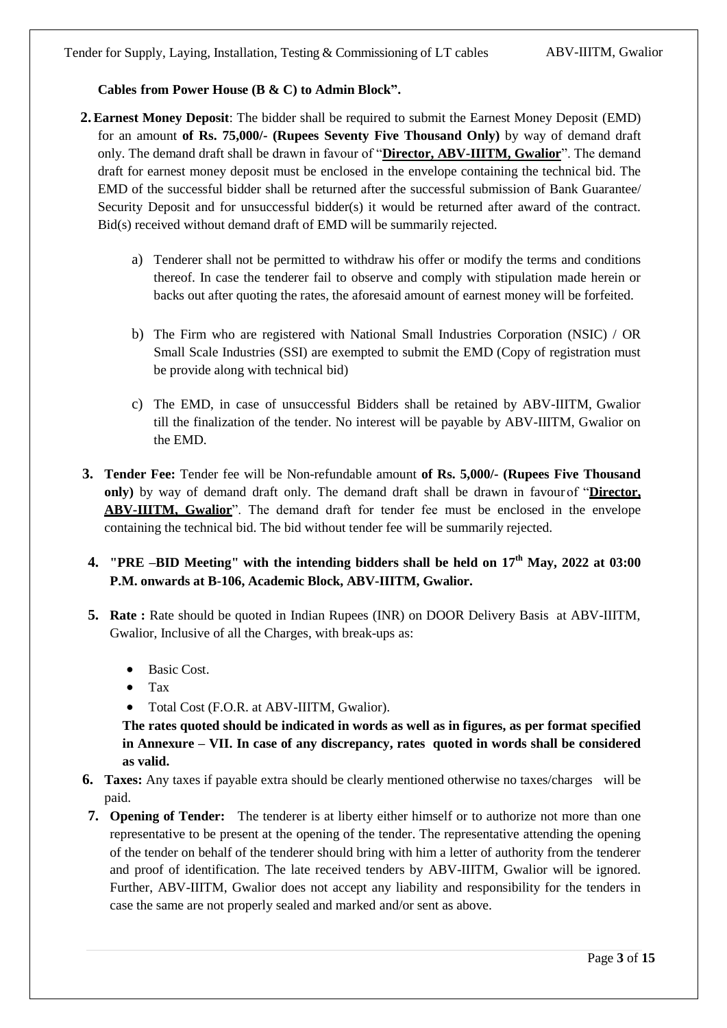**Cables from Power House (B & C) to Admin Block".**

2. **Earnest Money Deposit**: The bidder shall be required to submit the Earnest Money Deposit (EMD) for an amount **of Rs. 75,000/- (Rupees Seventy Five Thousand Only)** by way of demand draft only. The demand draft shall be drawn in favour of "**Director, ABV-IIITM, Gwalior**". The demand draft for earnest money deposit must be enclosed in the envelope containing the technical bid. The EMD of the successful bidder shall be returned after the successful submission of Bank Guarantee/ Security Deposit and for unsuccessful bidder(s) it would be returned after award of the contract. Bid(s) received without demand draft of EMD will be summarily rejected.

   a) Tenderer shall not be permitted to withdraw his offer or modify the terms and conditions thereof. In case the tenderer fail to observe and comply with stipulation made herein or backs out after quoting the rates, the aforesaid amount of earnest money will be forfeited.

   b) The Firm who are registered with National Small Industries Corporation (NSIC) / OR Small Scale Industries (SSI) are exempted to submit the EMD (Copy of registration must be provide along with technical bid)

   c) The EMD, in case of unsuccessful Bidders shall be retained by ABV-IIITM, Gwalior till the finalization of the tender. No interest will be payable by ABV-IIITM, Gwalior on the EMD.

3. **Tender Fee:** Tender fee will be Non-refundable amount **of Rs. 5,000/- (Rupees Five Thousand only)** by way of demand draft only. The demand draft shall be drawn in favour of "**Director, ABV-IIITM, Gwalior**". The demand draft for tender fee must be enclosed in the envelope containing the technical bid. The bid without tender fee will be summarily rejected.

4. **"PRE –BID Meeting" with the intending bidders shall be held on 17th May, 2022 at 03:00 P.M. onwards at B-106, Academic Block, ABV-IIITM, Gwalior.**

5. **Rate :** Rate should be quoted in Indian Rupees (INR) on DOOR Delivery Basis at ABV-IIITM, Gwalior, Inclusive of all the Charges, with break-ups as:

   - Basic Cost.
   - Tax
   - Total Cost (F.O.R. at ABV-IIITM, Gwalior).

   **The rates quoted should be indicated in words as well as in figures, as per format specified in Annexure – VII. In case of any discrepancy, rates quoted in words shall be considered as valid.**

6. **Taxes:** Any taxes if payable extra should be clearly mentioned otherwise no taxes/charges will be paid.

7. **Opening of Tender:** The tenderer is at liberty either himself or to authorize not more than one representative to be present at the opening of the tender. The representative attending the opening of the tender on behalf of the tenderer should bring with him a letter of authority from the tenderer and proof of identification. The late received tenders by ABV-IIITM, Gwalior will be ignored. Further, ABV-IIITM, Gwalior does not accept any liability and responsibility for the tenders in case the same are not properly sealed and marked and/or sent as above.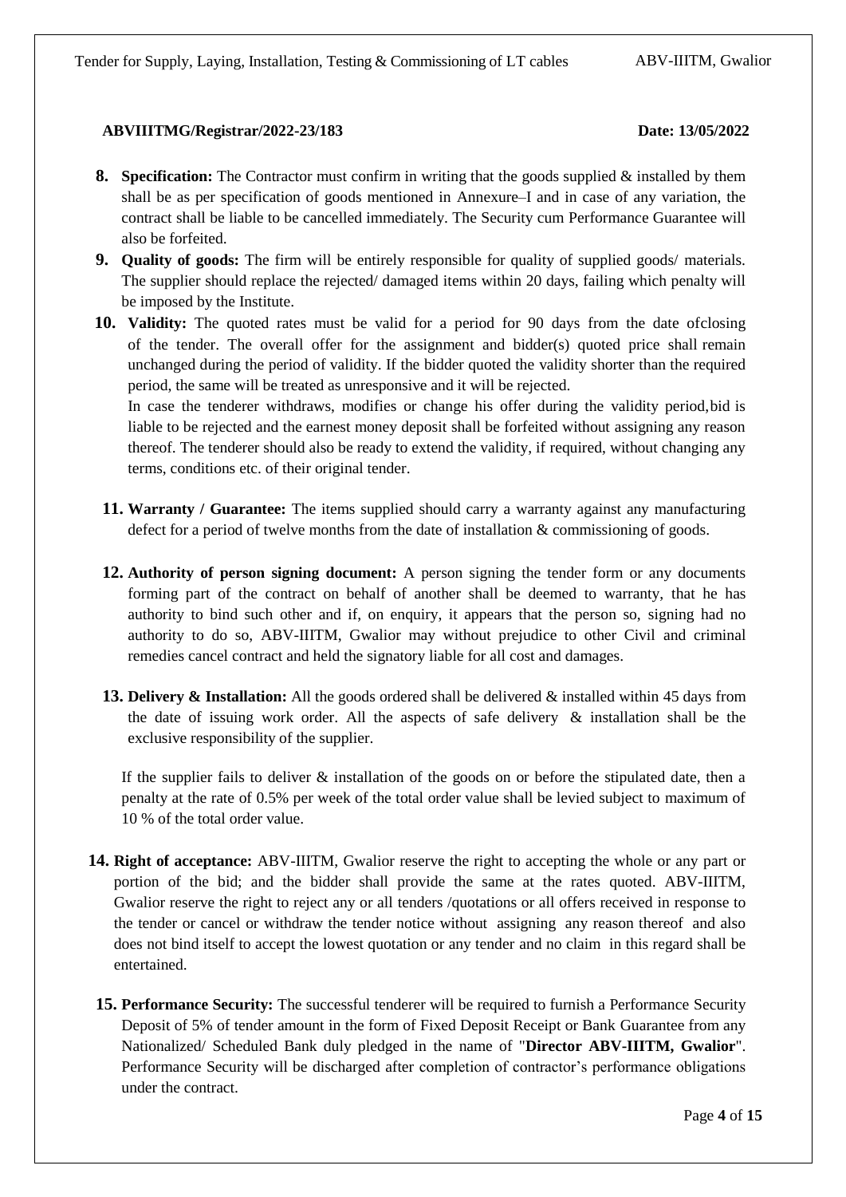**ABVIIITMG/Registrar/2022-23/183** **Date: 13/05/2022**

8. **Specification:** The Contractor must confirm in writing that the goods supplied & installed by them shall be as per specification of goods mentioned in Annexure–I and in case of any variation, the contract shall be liable to be cancelled immediately. The Security cum Performance Guarantee will also be forfeited.
9. **Quality of goods:** The firm will be entirely responsible for quality of supplied goods/ materials. The supplier should replace the rejected/ damaged items within 20 days, failing which penalty will be imposed by the Institute.
10. **Validity:** The quoted rates must be valid for a period for 90 days from the date ofclosing of the tender. The overall offer for the assignment and bidder(s) quoted price shall remain unchanged during the period of validity. If the bidder quoted the validity shorter than the required period, the same will be treated as unresponsive and it will be rejected.

    In case the tenderer withdraws, modifies or change his offer during the validity period,bid is liable to be rejected and the earnest money deposit shall be forfeited without assigning any reason thereof. The tenderer should also be ready to extend the validity, if required, without changing any terms, conditions etc. of their original tender.

11. **Warranty / Guarantee:** The items supplied should carry a warranty against any manufacturing defect for a period of twelve months from the date of installation & commissioning of goods.
12. **Authority of person signing document:** A person signing the tender form or any documents forming part of the contract on behalf of another shall be deemed to warranty, that he has authority to bind such other and if, on enquiry, it appears that the person so, signing had no authority to do so, ABV-IIITM, Gwalior may without prejudice to other Civil and criminal remedies cancel contract and held the signatory liable for all cost and damages.
13. **Delivery & Installation:** All the goods ordered shall be delivered & installed within 45 days from the date of issuing work order. All the aspects of safe delivery & installation shall be the exclusive responsibility of the supplier.

    If the supplier fails to deliver & installation of the goods on or before the stipulated date, then a penalty at the rate of 0.5% per week of the total order value shall be levied subject to maximum of 10 % of the total order value.

14. **Right of acceptance:** ABV-IIITM, Gwalior reserve the right to accepting the whole or any part or portion of the bid; and the bidder shall provide the same at the rates quoted. ABV-IIITM, Gwalior reserve the right to reject any or all tenders /quotations or all offers received in response to the tender or cancel or withdraw the tender notice without assigning any reason thereof and also does not bind itself to accept the lowest quotation or any tender and no claim in this regard shall be entertained.
15. **Performance Security:** The successful tenderer will be required to furnish a Performance Security Deposit of 5% of tender amount in the form of Fixed Deposit Receipt or Bank Guarantee from any Nationalized/ Scheduled Bank duly pledged in the name of "**Director ABV-IIITM, Gwalior**". Performance Security will be discharged after completion of contractor's performance obligations under the contract.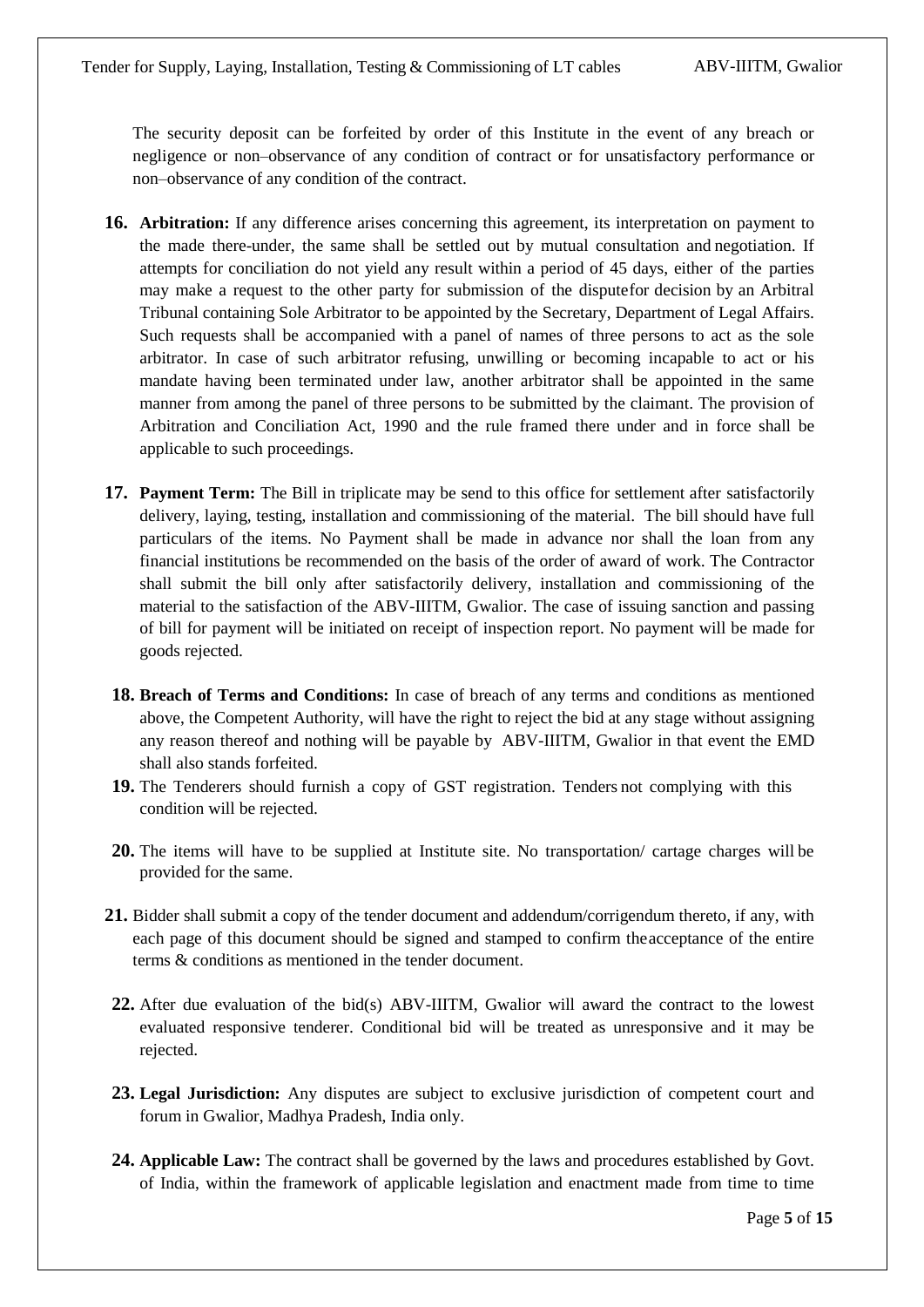The security deposit can be forfeited by order of this Institute in the event of any breach or negligence or non–observance of any condition of contract or for unsatisfactory performance or non–observance of any condition of the contract.

**16. Arbitration:** If any difference arises concerning this agreement, its interpretation on payment to the made there-under, the same shall be settled out by mutual consultation and negotiation. If attempts for conciliation do not yield any result within a period of 45 days, either of the parties may make a request to the other party for submission of the disputefor decision by an Arbitral Tribunal containing Sole Arbitrator to be appointed by the Secretary, Department of Legal Affairs. Such requests shall be accompanied with a panel of names of three persons to act as the sole arbitrator. In case of such arbitrator refusing, unwilling or becoming incapable to act or his mandate having been terminated under law, another arbitrator shall be appointed in the same manner from among the panel of three persons to be submitted by the claimant. The provision of Arbitration and Conciliation Act, 1990 and the rule framed there under and in force shall be applicable to such proceedings.

**17. Payment Term:** The Bill in triplicate may be send to this office for settlement after satisfactorily delivery, laying, testing, installation and commissioning of the material. The bill should have full particulars of the items. No Payment shall be made in advance nor shall the loan from any financial institutions be recommended on the basis of the order of award of work. The Contractor shall submit the bill only after satisfactorily delivery, installation and commissioning of the material to the satisfaction of the ABV-IIITM, Gwalior. The case of issuing sanction and passing of bill for payment will be initiated on receipt of inspection report. No payment will be made for goods rejected.

**18. Breach of Terms and Conditions:** In case of breach of any terms and conditions as mentioned above, the Competent Authority, will have the right to reject the bid at any stage without assigning any reason thereof and nothing will be payable by ABV-IIITM, Gwalior in that event the EMD shall also stands forfeited.

**19.** The Tenderers should furnish a copy of GST registration. Tenders not complying with this condition will be rejected.

**20.** The items will have to be supplied at Institute site. No transportation/ cartage charges will be provided for the same.

**21.** Bidder shall submit a copy of the tender document and addendum/corrigendum thereto, if any, with each page of this document should be signed and stamped to confirm theacceptance of the entire terms & conditions as mentioned in the tender document.

**22.** After due evaluation of the bid(s) ABV-IIITM, Gwalior will award the contract to the lowest evaluated responsive tenderer. Conditional bid will be treated as unresponsive and it may be rejected.

**23. Legal Jurisdiction:** Any disputes are subject to exclusive jurisdiction of competent court and forum in Gwalior, Madhya Pradesh, India only.

**24. Applicable Law:** The contract shall be governed by the laws and procedures established by Govt. of India, within the framework of applicable legislation and enactment made from time to time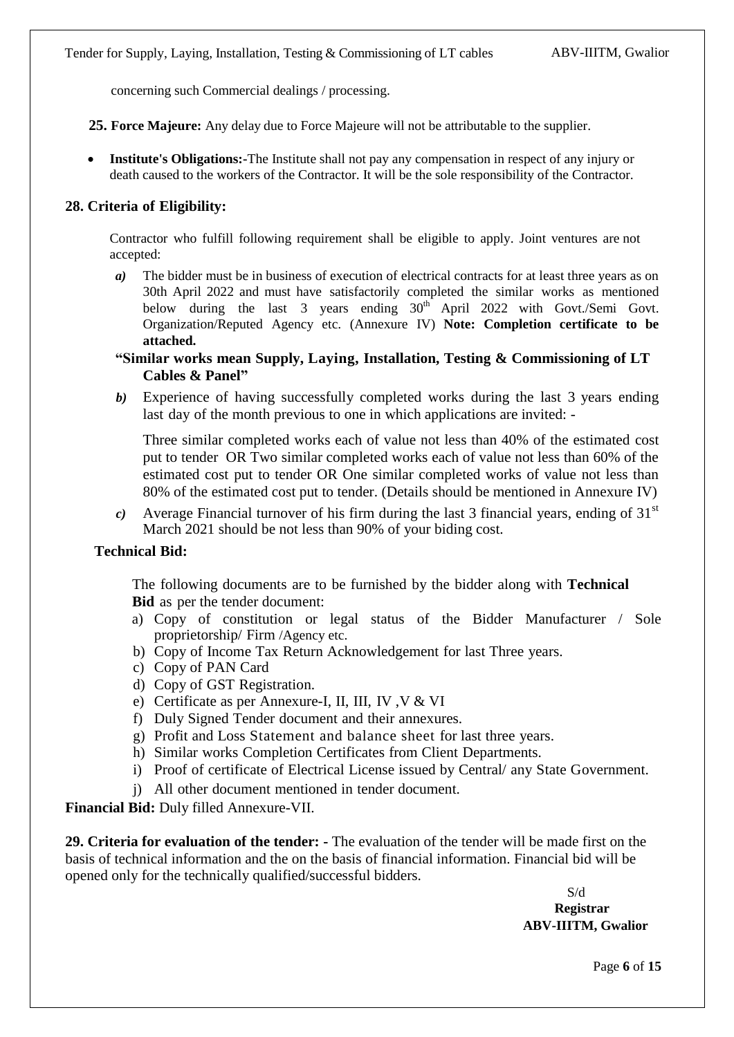concerning such Commercial dealings / processing.

**25. Force Majeure:** Any delay due to Force Majeure will not be attributable to the supplier.

- **Institute's Obligations:-**The Institute shall not pay any compensation in respect of any injury or death caused to the workers of the Contractor. It will be the sole responsibility of the Contractor.

**28. Criteria of Eligibility:**

Contractor who fulfill following requirement shall be eligible to apply. Joint ventures are not accepted:

*a)* The bidder must be in business of execution of electrical contracts for at least three years as on 30th April 2022 and must have satisfactorily completed the similar works as mentioned below during the last 3 years ending 30th April 2022 with Govt./Semi Govt. Organization/Reputed Agency etc. (Annexure IV) **Note: Completion certificate to be attached.**

**"Similar works mean Supply, Laying, Installation, Testing & Commissioning of LT Cables & Panel"**

*b)* Experience of having successfully completed works during the last 3 years ending last day of the month previous to one in which applications are invited: -

Three similar completed works each of value not less than 40% of the estimated cost put to tender OR Two similar completed works each of value not less than 60% of the estimated cost put to tender OR One similar completed works of value not less than 80% of the estimated cost put to tender. (Details should be mentioned in Annexure IV)

*c)* Average Financial turnover of his firm during the last 3 financial years, ending of 31st March 2021 should be not less than 90% of your biding cost.

**Technical Bid:**

The following documents are to be furnished by the bidder along with **Technical Bid** as per the tender document:

a) Copy of constitution or legal status of the Bidder Manufacturer / Sole proprietorship/ Firm /Agency etc.
b) Copy of Income Tax Return Acknowledgement for last Three years.
c) Copy of PAN Card
d) Copy of GST Registration.
e) Certificate as per Annexure-I, II, III, IV ,V & VI
f) Duly Signed Tender document and their annexures.
g) Profit and Loss Statement and balance sheet for last three years.
h) Similar works Completion Certificates from Client Departments.
i) Proof of certificate of Electrical License issued by Central/ any State Government.
j) All other document mentioned in tender document.

**Financial Bid:** Duly filled Annexure-VII.

**29. Criteria for evaluation of the tender: -** The evaluation of the tender will be made first on the basis of technical information and the on the basis of financial information. Financial bid will be opened only for the technically qualified/successful bidders.

S/d
**Registrar**
**ABV-IIITM, Gwalior**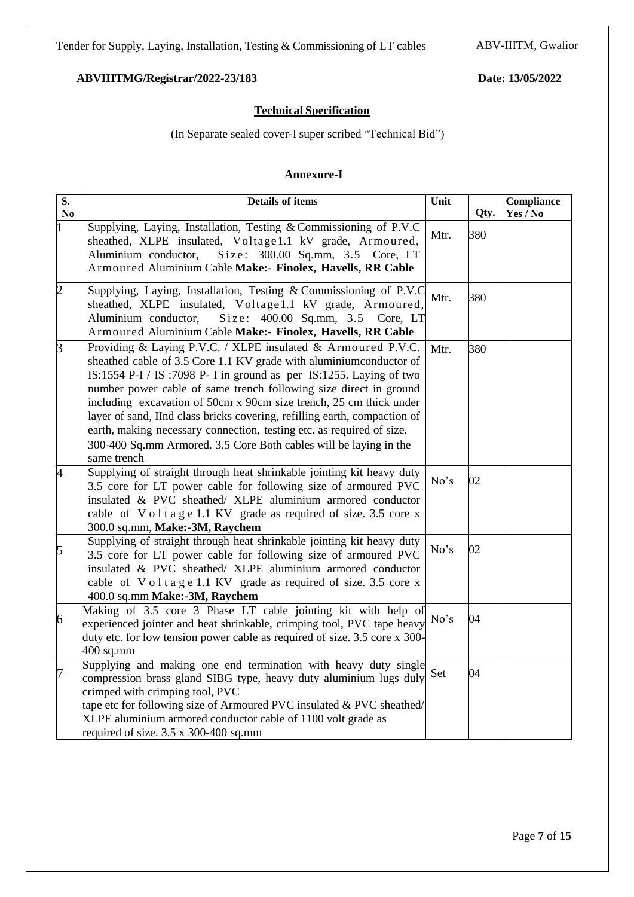**ABVIIITMG/Registrar/2022-23/183** **Date: 13/05/2022**

## Technical Specification

(In Separate sealed cover-I super scribed "Technical Bid")

### Annexure-I

| S. No | Details of items | Unit | Qty. | Compliance Yes / No |
|---|---|---|---|---|
| 1 | Supplying, Laying, Installation, Testing & Commissioning of P.V.C sheathed, XLPE insulated, Voltage1.1 kV grade, Armoured, Aluminium conductor, Size: 300.00 Sq.mm, 3.5 Core, LT Armoured Aluminium Cable **Make:- Finolex, Havells, RR Cable** | Mtr. | 380 | |
| 2 | Supplying, Laying, Installation, Testing & Commissioning of P.V.C sheathed, XLPE insulated, Voltage1.1 kV grade, Armoured, Aluminium conductor, Size: 400.00 Sq.mm, 3.5 Core, LT Armoured Aluminium Cable **Make:- Finolex, Havells, RR Cable** | Mtr. | 380 | |
| 3 | Providing & Laying P.V.C. / XLPE insulated & Armoured P.V.C. sheathed cable of 3.5 Core 1.1 KV grade with aluminiumconductor of IS:1554 P-I / IS :7098 P- I in ground as per IS:1255. Laying of two number power cable of same trench following size direct in ground including excavation of 50cm x 90cm size trench, 25 cm thick under layer of sand, IInd class bricks covering, refilling earth, compaction of earth, making necessary connection, testing etc. as required of size. 300-400 Sq.mm Armored. 3.5 Core Both cables will be laying in the same trench | Mtr. | 380 | |
| 4 | Supplying of straight through heat shrinkable jointing kit heavy duty 3.5 core for LT power cable for following size of armoured PVC insulated & PVC sheathed/ XLPE aluminium armored conductor cable of Voltage 1.1 KV grade as required of size. 3.5 core x 300.0 sq.mm, **Make:-3M, Raychem** | No's | 02 | |
| 5 | Supplying of straight through heat shrinkable jointing kit heavy duty 3.5 core for LT power cable for following size of armoured PVC insulated & PVC sheathed/ XLPE aluminium armored conductor cable of Voltage 1.1 KV grade as required of size. 3.5 core x 400.0 sq.mm **Make:-3M, Raychem** | No's | 02 | |
| 6 | Making of 3.5 core 3 Phase LT cable jointing kit with help of experienced jointer and heat shrinkable, crimping tool, PVC tape heavy duty etc. for low tension power cable as required of size. 3.5 core x 300-400 sq.mm | No's | 04 | |
| 7 | Supplying and making one end termination with heavy duty single compression brass gland SIBG type, heavy duty aluminium lugs duly crimped with crimping tool, PVC tape etc for following size of Armoured PVC insulated & PVC sheathed/ XLPE aluminium armored conductor cable of 1100 volt grade as required of size. 3.5 x 300-400 sq.mm | Set | 04 | |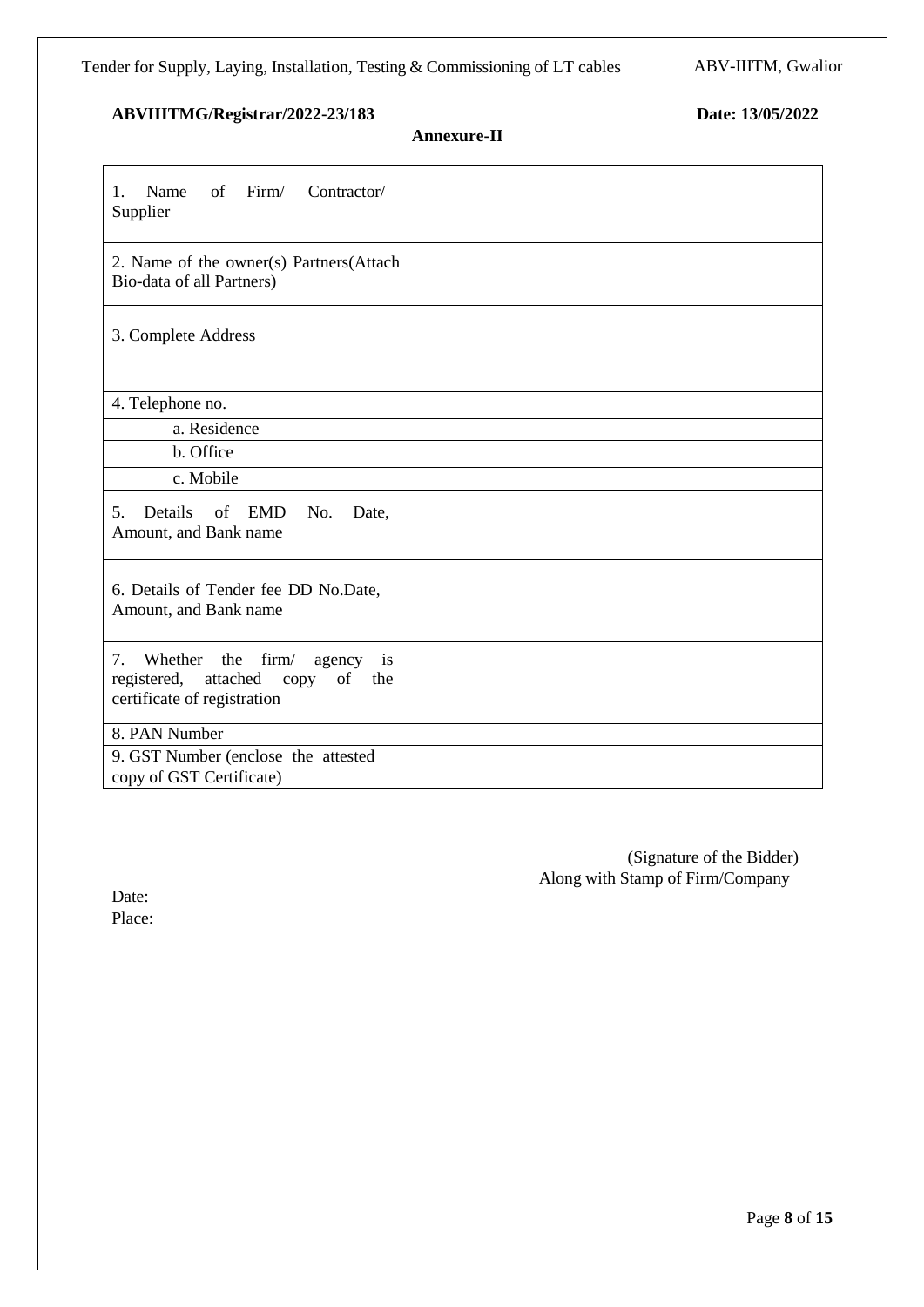**ABVIIITMG/Registrar/2022-23/183** **Date: 13/05/2022**

**Annexure-II**

| | |
|---|---|
| 1. Name of Firm/ Contractor/ Supplier | |
| 2. Name of the owner(s) Partners(Attach Bio-data of all Partners) | |
| 3. Complete Address | |
| 4. Telephone no. | |
| a. Residence | |
| b. Office | |
| c. Mobile | |
| 5. Details of EMD No. Date, Amount, and Bank name | |
| 6. Details of Tender fee DD No.Date, Amount, and Bank name | |
| 7. Whether the firm/ agency is registered, attached copy of the certificate of registration | |
| 8. PAN Number | |
| 9. GST Number (enclose the attested copy of GST Certificate) | |

(Signature of the Bidder)
Along with Stamp of Firm/Company

Date:
Place: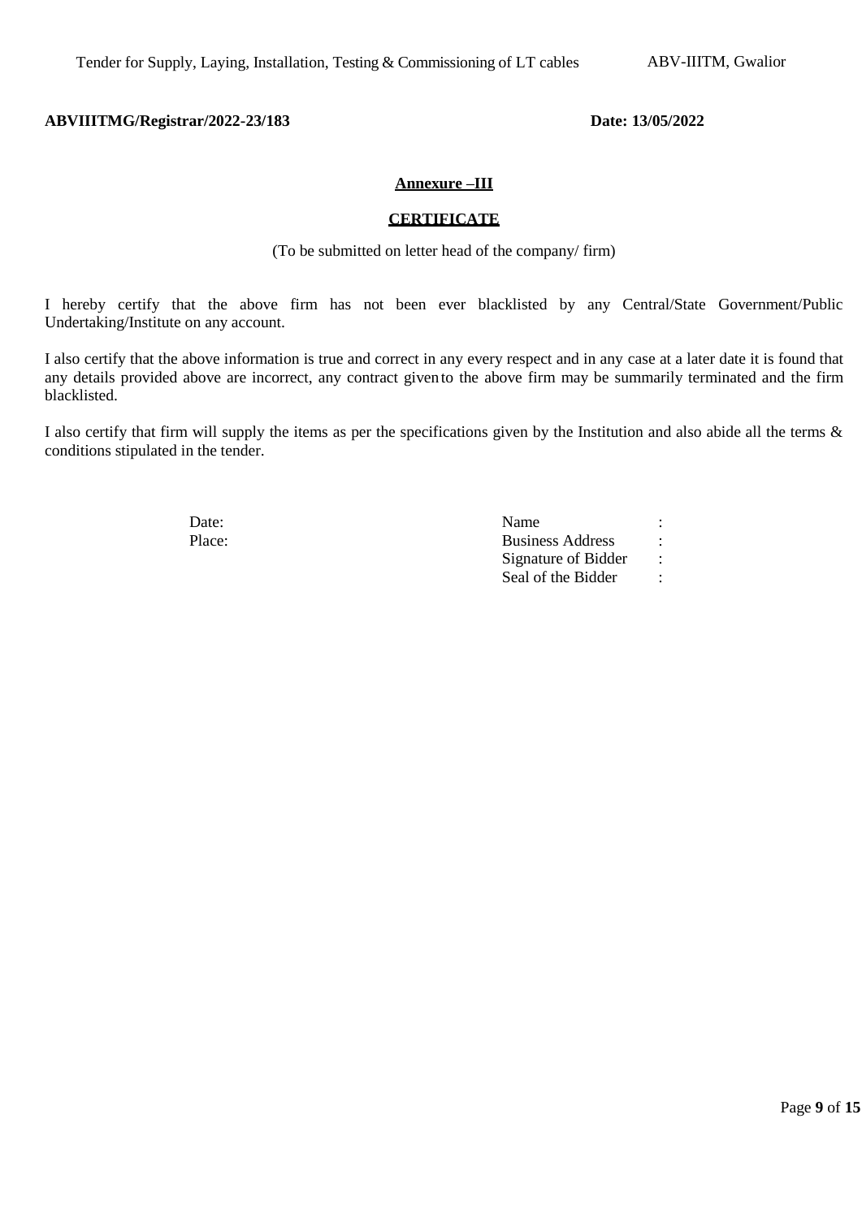**ABVIIITMG/Registrar/2022-23/183** **Date: 13/05/2022**

## Annexure –III

## CERTIFICATE

(To be submitted on letter head of the company/ firm)

I hereby certify that the above firm has not been ever blacklisted by any Central/State Government/Public Undertaking/Institute on any account.

I also certify that the above information is true and correct in any every respect and in any case at a later date it is found that any details provided above are incorrect, any contract given to the above firm may be summarily terminated and the firm blacklisted.

I also certify that firm will supply the items as per the specifications given by the Institution and also abide all the terms & conditions stipulated in the tender.

Date:

Place:

Name :

Business Address :

Signature of Bidder :

Seal of the Bidder :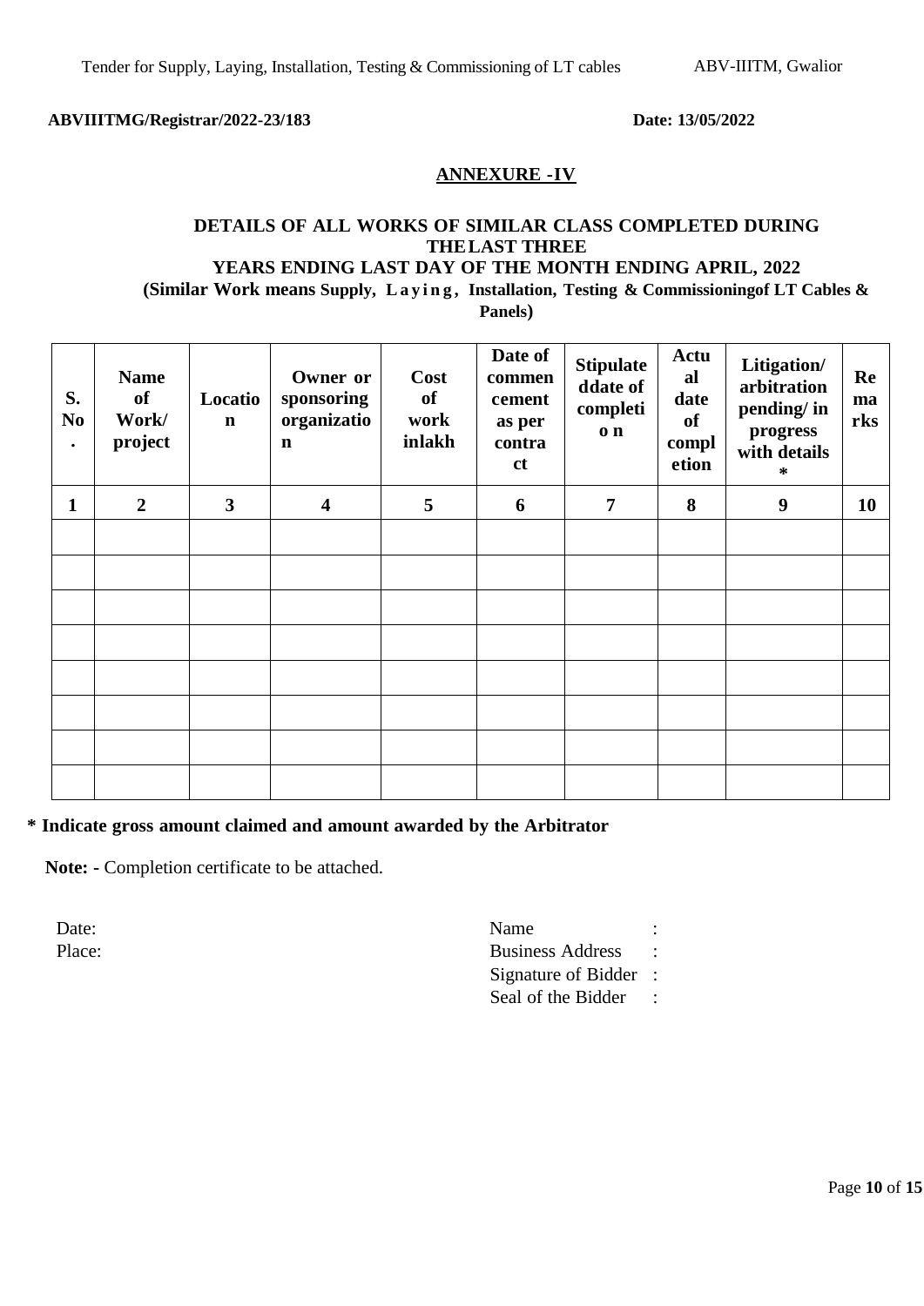**ABVIIITMG/Registrar/2022-23/183** **Date: 13/05/2022**

## ANNEXURE -IV

### DETAILS OF ALL WORKS OF SIMILAR CLASS COMPLETED DURING THE LAST THREE YEARS ENDING LAST DAY OF THE MONTH ENDING APRIL, 2022

**(Similar Work means Supply, Laying, Installation, Testing & Commissioningof LT Cables & Panels)**

| S. No. | Name of Work/ project | Location | Owner or sponsoring organization | Cost of work inlakh | Date of commencement as per contract | Stipulated date of completion | Actual date of completion | Litigation/ arbitration pending/ in progress with details * | Remarks |
|---|---|---|---|---|---|---|---|---|---|
| 1 | 2 | 3 | 4 | 5 | 6 | 7 | 8 | 9 | 10 |
| | | | | | | | | | |
| | | | | | | | | | |
| | | | | | | | | | |
| | | | | | | | | | |
| | | | | | | | | | |
| | | | | | | | | | |
| | | | | | | | | | |
| | | | | | | | | | |

**\* Indicate gross amount claimed and amount awarded by the Arbitrator**

**Note: -** Completion certificate to be attached.

Date:
Place:

Name :
Business Address :
Signature of Bidder :
Seal of the Bidder :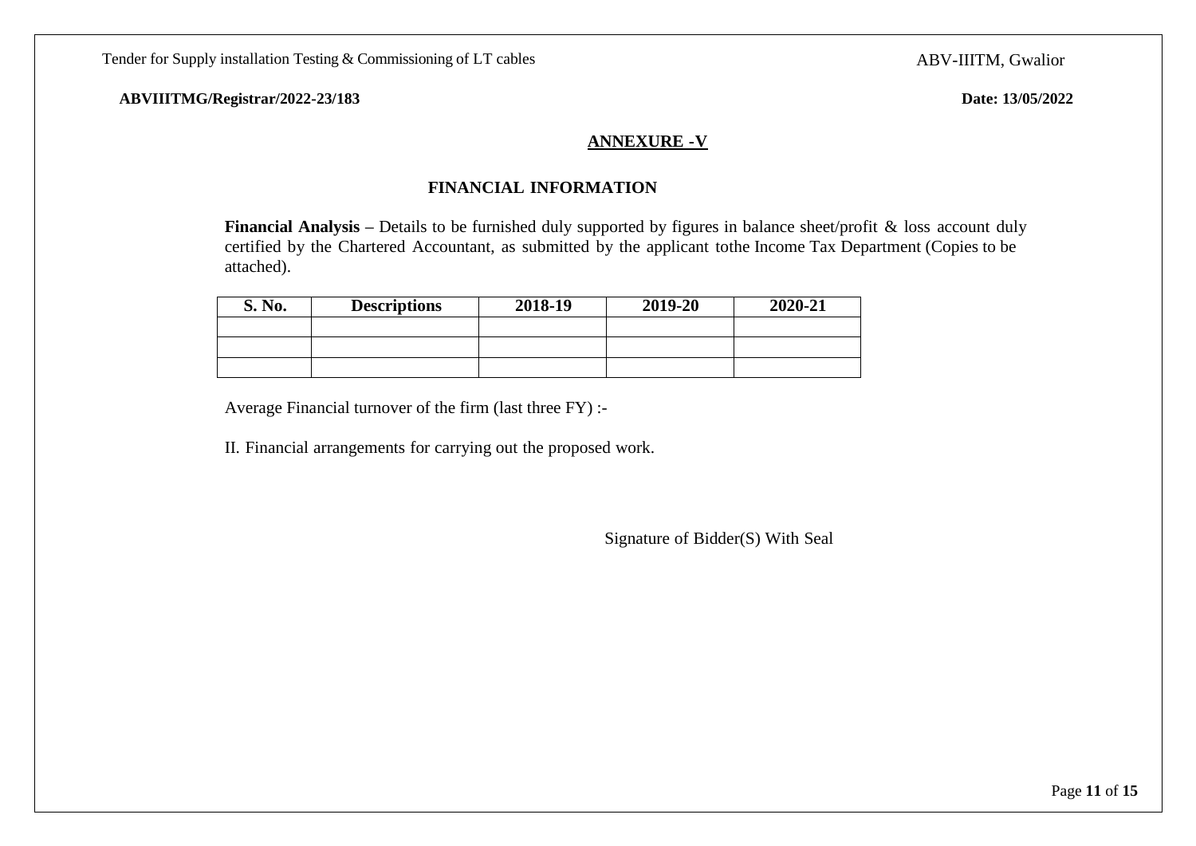**ABVIIITMG/Registrar/2022-23/183** **Date: 13/05/2022**

## ANNEXURE -V

### FINANCIAL INFORMATION

**Financial Analysis –** Details to be furnished duly supported by figures in balance sheet/profit & loss account duly certified by the Chartered Accountant, as submitted by the applicant tothe Income Tax Department (Copies to be attached).

| S. No. | Descriptions | 2018-19 | 2019-20 | 2020-21 |
|---|---|---|---|---|
| | | | | |
| | | | | |
| | | | | |

Average Financial turnover of the firm (last three FY) :-

II. Financial arrangements for carrying out the proposed work.

Signature of Bidder(S) With Seal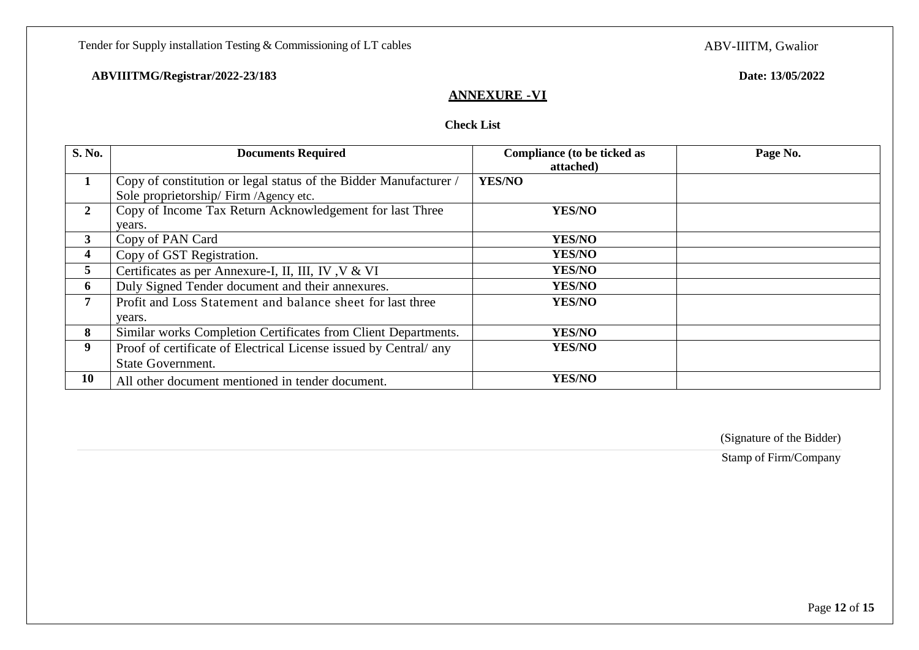**ABVIIITMG/Registrar/2022-23/183** **Date: 13/05/2022**

## ANNEXURE -VI

**Check List**

| S. No. | Documents Required | Compliance (to be ticked as attached) | Page No. |
|---|---|---|---|
| 1 | Copy of constitution or legal status of the Bidder Manufacturer / Sole proprietorship/ Firm /Agency etc. | YES/NO | |
| 2 | Copy of Income Tax Return Acknowledgement for last Three years. | YES/NO | |
| 3 | Copy of PAN Card | YES/NO | |
| 4 | Copy of GST Registration. | YES/NO | |
| 5 | Certificates as per Annexure-I, II, III, IV ,V & VI | YES/NO | |
| 6 | Duly Signed Tender document and their annexures. | YES/NO | |
| 7 | Profit and Loss Statement and balance sheet for last three years. | YES/NO | |
| 8 | Similar works Completion Certificates from Client Departments. | YES/NO | |
| 9 | Proof of certificate of Electrical License issued by Central/ any State Government. | YES/NO | |
| 10 | All other document mentioned in tender document. | YES/NO | |

(Signature of the Bidder)

Stamp of Firm/Company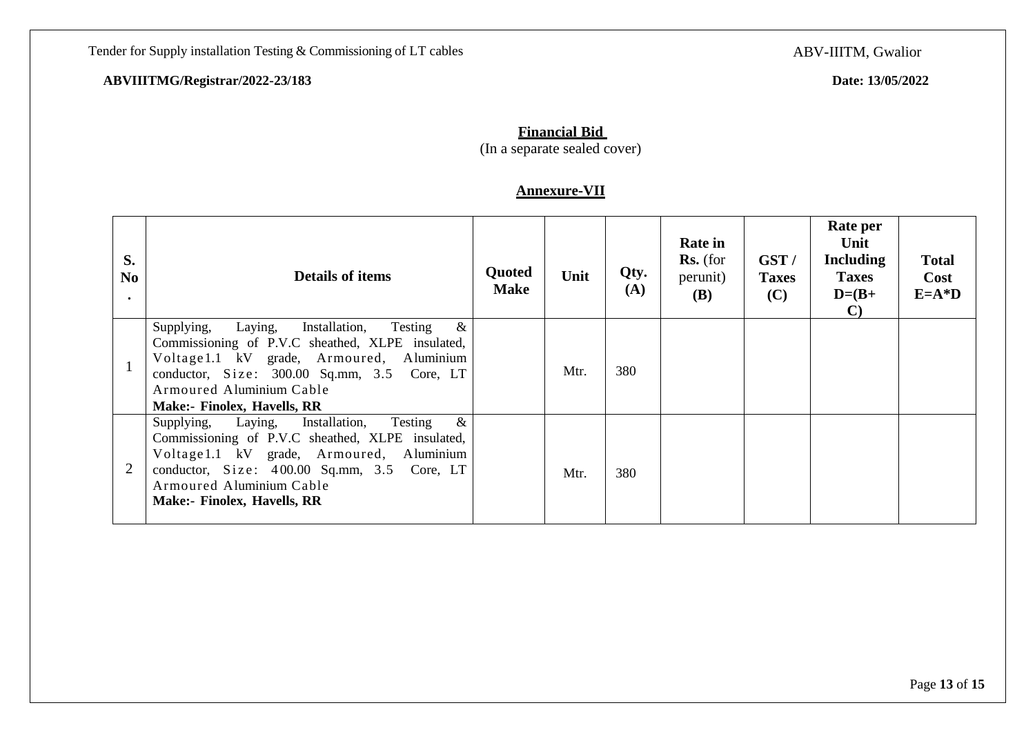**ABVIIITMG/Registrar/2022-23/183** **Date: 13/05/2022**

**Financial Bid**

(In a separate sealed cover)

**Annexure-VII**

| S. No. | Details of items | Quoted Make | Unit | Qty. (A) | Rate in Rs. (for perunit) (B) | GST / Taxes (C) | Rate per Unit Including Taxes D=(B+C) | Total Cost E=A*D |
|---|---|---|---|---|---|---|---|---|
| 1 | Supplying, Laying, Installation, Testing & Commissioning of P.V.C sheathed, XLPE insulated, Voltage1.1 kV grade, Armoured, Aluminium conductor, Size: 300.00 Sq.mm, 3.5 Core, LT Armoured Aluminium Cable **Make:- Finolex, Havells, RR** | | Mtr. | 380 | | | | |
| 2 | Supplying, Laying, Installation, Testing & Commissioning of P.V.C sheathed, XLPE insulated, Voltage1.1 kV grade, Armoured, Aluminium conductor, Size: 400.00 Sq.mm, 3.5 Core, LT Armoured Aluminium Cable **Make:- Finolex, Havells, RR** | | Mtr. | 380 | | | | |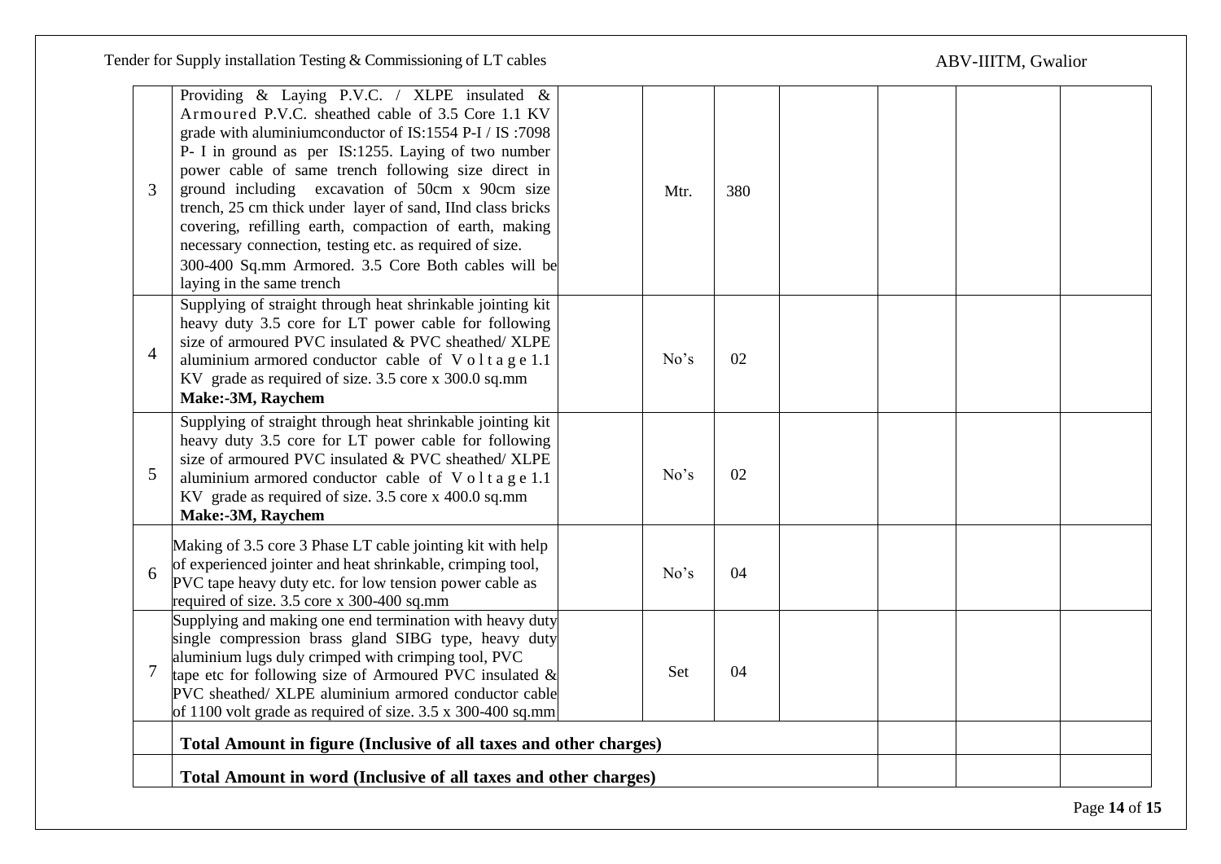| 3 | Providing & Laying P.V.C. / XLPE insulated & Armoured P.V.C. sheathed cable of 3.5 Core 1.1 KV grade with aluminiumconductor of IS:1554 P-I / IS :7098 P- I in ground as per IS:1255. Laying of two number power cable of same trench following size direct in ground including excavation of 50cm x 90cm size trench, 25 cm thick under layer of sand, IInd class bricks covering, refilling earth, compaction of earth, making necessary connection, testing etc. as required of size. 300-400 Sq.mm Armored. 3.5 Core Both cables will be laying in the same trench | | Mtr. | 380 | | | | |
|---|---|---|---|---|---|---|---|---|
| 4 | Supplying of straight through heat shrinkable jointing kit heavy duty 3.5 core for LT power cable for following size of armoured PVC insulated & PVC sheathed/ XLPE aluminium armored conductor cable of Voltage 1.1 KV grade as required of size. 3.5 core x 300.0 sq.mm **Make:-3M, Raychem** | | No's | 02 | | | | |
| 5 | Supplying of straight through heat shrinkable jointing kit heavy duty 3.5 core for LT power cable for following size of armoured PVC insulated & PVC sheathed/ XLPE aluminium armored conductor cable of Voltage 1.1 KV grade as required of size. 3.5 core x 400.0 sq.mm **Make:-3M, Raychem** | | No's | 02 | | | | |
| 6 | Making of 3.5 core 3 Phase LT cable jointing kit with help of experienced jointer and heat shrinkable, crimping tool, PVC tape heavy duty etc. for low tension power cable as required of size. 3.5 core x 300-400 sq.mm | | No's | 04 | | | | |
| 7 | Supplying and making one end termination with heavy duty single compression brass gland SIBG type, heavy duty aluminium lugs duly crimped with crimping tool, PVC tape etc for following size of Armoured PVC insulated & PVC sheathed/ XLPE aluminium armored conductor cable of 1100 volt grade as required of size. 3.5 x 300-400 sq.mm | | Set | 04 | | | | |
| | **Total Amount in figure (Inclusive of all taxes and other charges)** | | | | | | | |
| | **Total Amount in word (Inclusive of all taxes and other charges)** | | | | | | | |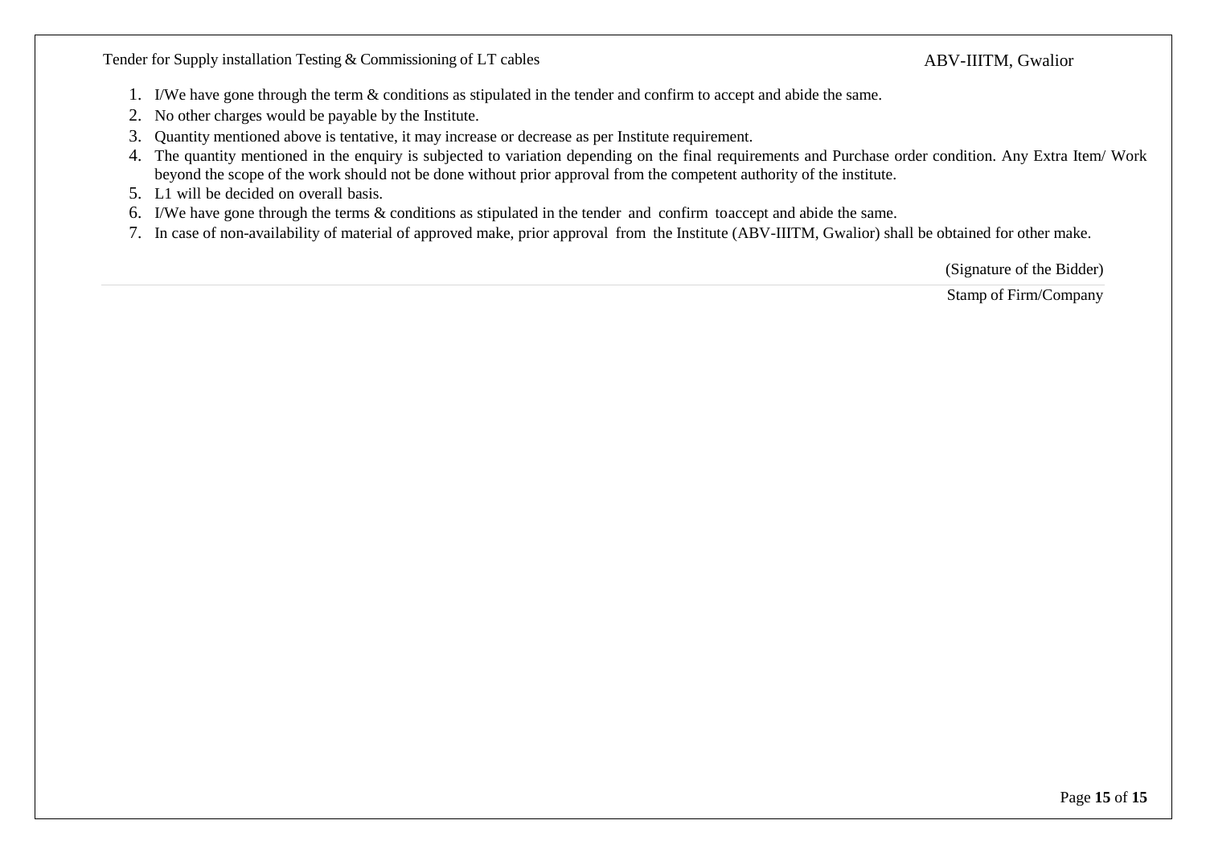1. I/We have gone through the term & conditions as stipulated in the tender and confirm to accept and abide the same.
2. No other charges would be payable by the Institute.
3. Quantity mentioned above is tentative, it may increase or decrease as per Institute requirement.
4. The quantity mentioned in the enquiry is subjected to variation depending on the final requirements and Purchase order condition. Any Extra Item/ Work beyond the scope of the work should not be done without prior approval from the competent authority of the institute.
5. L1 will be decided on overall basis.
6. I/We have gone through the terms & conditions as stipulated in the tender and confirm toaccept and abide the same.
7. In case of non-availability of material of approved make, prior approval from the Institute (ABV-IIITM, Gwalior) shall be obtained for other make.

(Signature of the Bidder)

Stamp of Firm/Company